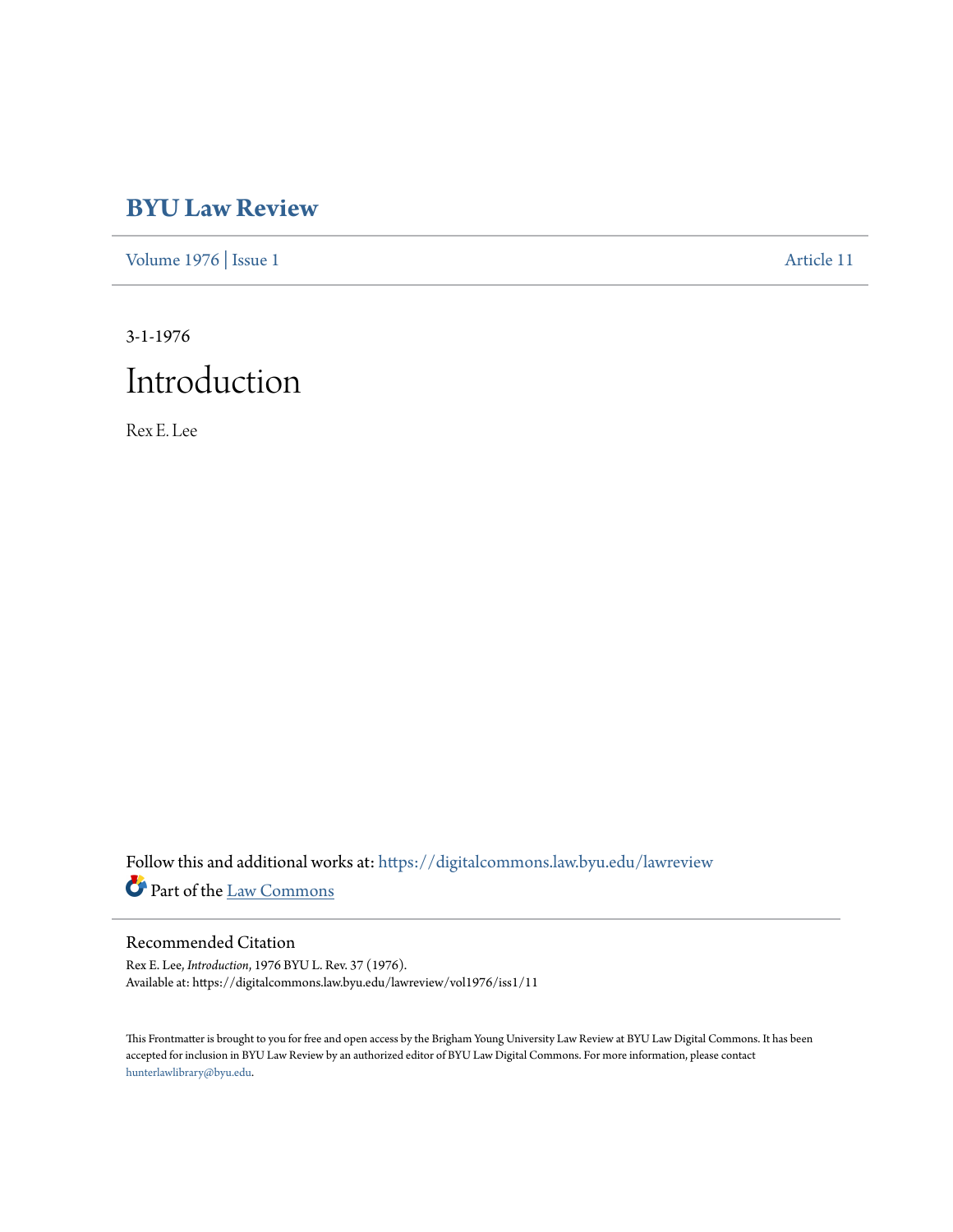# BYU Law Review

Volume 1976 | Issue 1 Article 11

3-1-1976

# Introduction

Rex E. Lee

Follow this and additional works at: https://digitalcommons.law.byu.edu/lawreview

Part of the Law Commons

## Recommended Citation

Rex E. Lee, *Introduction*, 1976 BYU L. Rev. 37 (1976).
Available at: https://digitalcommons.law.byu.edu/lawreview/vol1976/iss1/11

This Frontmatter is brought to you for free and open access by the Brigham Young University Law Review at BYU Law Digital Commons. It has been accepted for inclusion in BYU Law Review by an authorized editor of BYU Law Digital Commons. For more information, please contact hunterlawlibrary@byu.edu.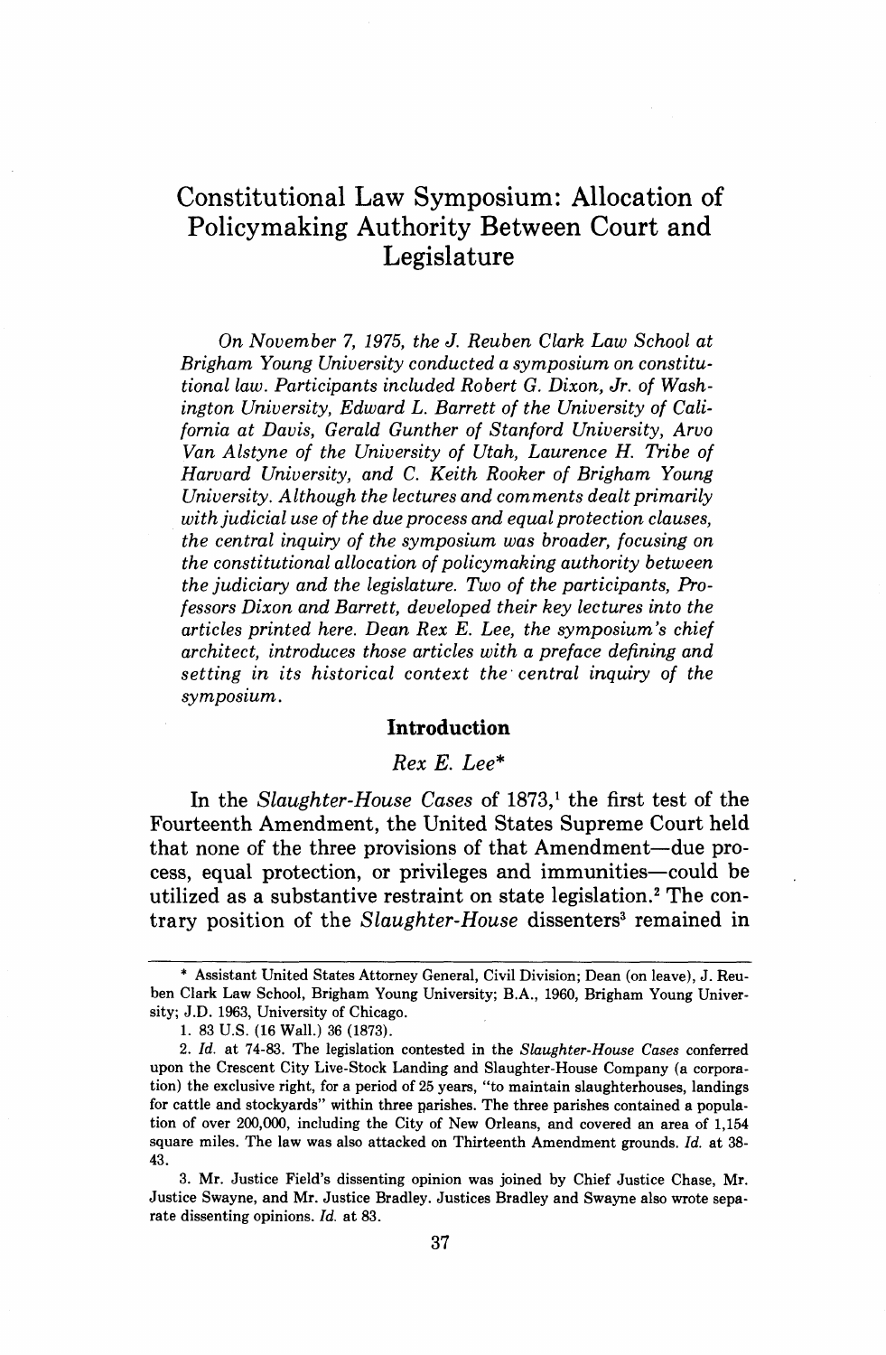# Constitutional Law Symposium: Allocation of Policymaking Authority Between Court and Legislature

*On November 7, 1975, the J. Reuben Clark Law School at Brigham Young University conducted a symposium on constitutional law. Participants included Robert G. Dixon, Jr. of Washington University, Edward L. Barrett of the University of California at Davis, Gerald Gunther of Stanford University, Arvo Van Alstyne of the University of Utah, Laurence H. Tribe of Harvard University, and C. Keith Rooker of Brigham Young University. Although the lectures and comments dealt primarily with judicial use of the due process and equal protection clauses, the central inquiry of the symposium was broader, focusing on the constitutional allocation of policymaking authority between the judiciary and the legislature. Two of the participants, Professors Dixon and Barrett, developed their key lectures into the articles printed here. Dean Rex E. Lee, the symposium's chief architect, introduces those articles with a preface defining and setting in its historical context the central inquiry of the symposium.*

## Introduction

*Rex E. Lee**

In the *Slaughter-House Cases* of 1873,[1] the first test of the Fourteenth Amendment, the United States Supreme Court held that none of the three provisions of that Amendment—due process, equal protection, or privileges and immunities—could be utilized as a substantive restraint on state legislation.[2] The contrary position of the *Slaughter-House* dissenters[3] remained in

---

\* Assistant United States Attorney General, Civil Division; Dean (on leave), J. Reuben Clark Law School, Brigham Young University; B.A., 1960, Brigham Young University; J.D. 1963, University of Chicago.

1. 83 U.S. (16 Wall.) 36 (1873).

2. *Id.* at 74-83. The legislation contested in the *Slaughter-House Cases* conferred upon the Crescent City Live-Stock Landing and Slaughter-House Company (a corporation) the exclusive right, for a period of 25 years, "to maintain slaughterhouses, landings for cattle and stockyards" within three parishes. The three parishes contained a population of over 200,000, including the City of New Orleans, and covered an area of 1,154 square miles. The law was also attacked on Thirteenth Amendment grounds. *Id.* at 38-43.

3. Mr. Justice Field's dissenting opinion was joined by Chief Justice Chase, Mr. Justice Swayne, and Mr. Justice Bradley. Justices Bradley and Swayne also wrote separate dissenting opinions. *Id.* at 83.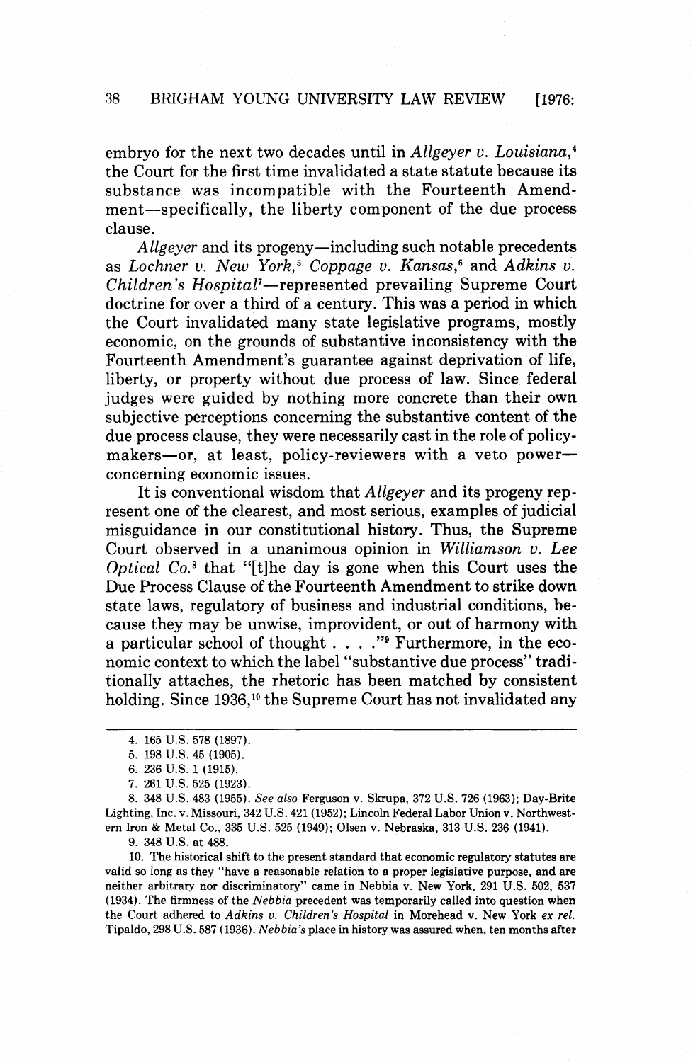embryo for the next two decades until in *Allgeyer v. Louisiana*,[4] the Court for the first time invalidated a state statute because its substance was incompatible with the Fourteenth Amendment—specifically, the liberty component of the due process clause.

*Allgeyer* and its progeny—including such notable precedents as *Lochner v. New York*,[5] *Coppage v. Kansas*,[6] and *Adkins v. Children's Hospital*[7]—represented prevailing Supreme Court doctrine for over a third of a century. This was a period in which the Court invalidated many state legislative programs, mostly economic, on the grounds of substantive inconsistency with the Fourteenth Amendment's guarantee against deprivation of life, liberty, or property without due process of law. Since federal judges were guided by nothing more concrete than their own subjective perceptions concerning the substantive content of the due process clause, they were necessarily cast in the role of policy-makers—or, at least, policy-reviewers with a veto power—concerning economic issues.

It is conventional wisdom that *Allgeyer* and its progeny represent one of the clearest, and most serious, examples of judicial misguidance in our constitutional history. Thus, the Supreme Court observed in a unanimous opinion in *Williamson v. Lee Optical Co.*[8] that "[t]he day is gone when this Court uses the Due Process Clause of the Fourteenth Amendment to strike down state laws, regulatory of business and industrial conditions, because they may be unwise, improvident, or out of harmony with a particular school of thought . . . ."[9] Furthermore, in the economic context to which the label "substantive due process" traditionally attaches, the rhetoric has been matched by consistent holding. Since 1936,[10] the Supreme Court has not invalidated any

---

4. 165 U.S. 578 (1897).

5. 198 U.S. 45 (1905).

6. 236 U.S. 1 (1915).

7. 261 U.S. 525 (1923).

8. 348 U.S. 483 (1955). *See also* Ferguson v. Skrupa, 372 U.S. 726 (1963); Day-Brite Lighting, Inc. v. Missouri, 342 U.S. 421 (1952); Lincoln Federal Labor Union v. Northwestern Iron & Metal Co., 335 U.S. 525 (1949); Olsen v. Nebraska, 313 U.S. 236 (1941).

9. 348 U.S. at 488.

10. The historical shift to the present standard that economic regulatory statutes are valid so long as they "have a reasonable relation to a proper legislative purpose, and are neither arbitrary nor discriminatory" came in Nebbia v. New York, 291 U.S. 502, 537 (1934). The firmness of the *Nebbia* precedent was temporarily called into question when the Court adhered to *Adkins v. Children's Hospital* in Morehead v. New York *ex rel.* Tipaldo, 298 U.S. 587 (1936). *Nebbia's* place in history was assured when, ten months after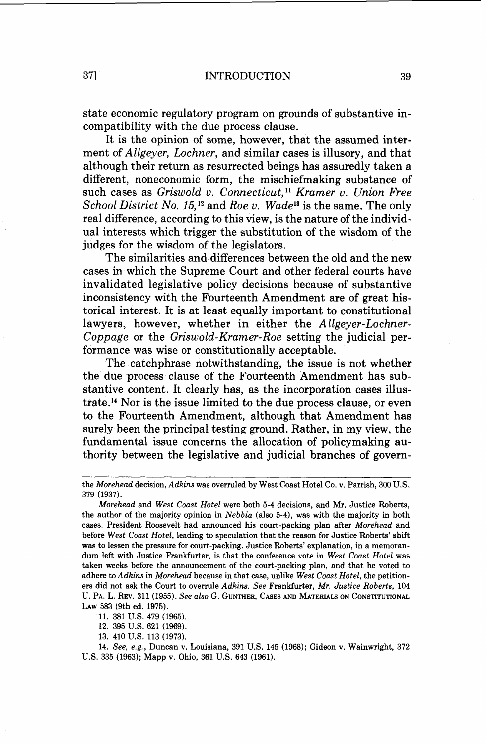state economic regulatory program on grounds of substantive incompatibility with the due process clause.

It is the opinion of some, however, that the assumed interment of *Allgeyer*, *Lochner*, and similar cases is illusory, and that although their return as resurrected beings has assuredly taken a different, noneconomic form, the mischiefmaking substance of such cases as *Griswold v. Connecticut*,[11] *Kramer v. Union Free School District No. 15*,[12] and *Roe v. Wade*[13] is the same. The only real difference, according to this view, is the nature of the individual interests which trigger the substitution of the wisdom of the judges for the wisdom of the legislators.

The similarities and differences between the old and the new cases in which the Supreme Court and other federal courts have invalidated legislative policy decisions because of substantive inconsistency with the Fourteenth Amendment are of great historical interest. It is at least equally important to constitutional lawyers, however, whether in either the *Allgeyer-Lochner-Coppage* or the *Griswold-Kramer-Roe* setting the judicial performance was wise or constitutionally acceptable.

The catchphrase notwithstanding, the issue is not whether the due process clause of the Fourteenth Amendment has substantive content. It clearly has, as the incorporation cases illustrate.[14] Nor is the issue limited to the due process clause, or even to the Fourteenth Amendment, although that Amendment has surely been the principal testing ground. Rather, in my view, the fundamental issue concerns the allocation of policymaking authority between the legislative and judicial branches of govern-

---

the *Morehead* decision, *Adkins* was overruled by West Coast Hotel Co. v. Parrish, 300 U.S. 379 (1937).

*Morehead* and *West Coast Hotel* were both 5-4 decisions, and Mr. Justice Roberts, the author of the majority opinion in *Nebbia* (also 5-4), was with the majority in both cases. President Roosevelt had announced his court-packing plan after *Morehead* and before *West Coast Hotel*, leading to speculation that the reason for Justice Roberts' shift was to lessen the pressure for court-packing. Justice Roberts' explanation, in a memorandum left with Justice Frankfurter, is that the conference vote in *West Coast Hotel* was taken weeks before the announcement of the court-packing plan, and that he voted to adhere to *Adkins* in *Morehead* because in that case, unlike *West Coast Hotel*, the petitioners did not ask the Court to overrule *Adkins*. *See* Frankfurter, *Mr. Justice Roberts*, 104 U. PA. L. REV. 311 (1955). *See also* G. GUNTHER, CASES AND MATERIALS ON CONSTITUTIONAL LAW 583 (9th ed. 1975).

11. 381 U.S. 479 (1965).

12. 395 U.S. 621 (1969).

13. 410 U.S. 113 (1973).

14. *See, e.g.*, Duncan v. Louisiana, 391 U.S. 145 (1968); Gideon v. Wainwright, 372 U.S. 335 (1963); Mapp v. Ohio, 361 U.S. 643 (1961).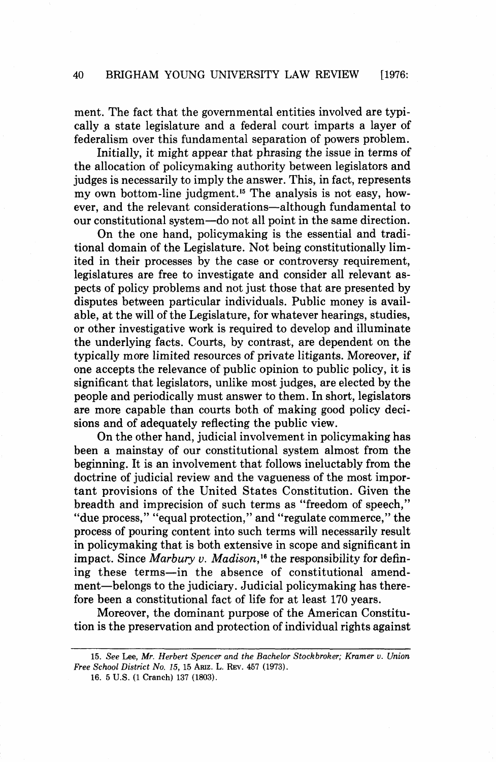ment. The fact that the governmental entities involved are typically a state legislature and a federal court imparts a layer of federalism over this fundamental separation of powers problem.

Initially, it might appear that phrasing the issue in terms of the allocation of policymaking authority between legislators and judges is necessarily to imply the answer. This, in fact, represents my own bottom-line judgment.[15] The analysis is not easy, however, and the relevant considerations—although fundamental to our constitutional system—do not all point in the same direction.

On the one hand, policymaking is the essential and traditional domain of the Legislature. Not being constitutionally limited in their processes by the case or controversy requirement, legislatures are free to investigate and consider all relevant aspects of policy problems and not just those that are presented by disputes between particular individuals. Public money is available, at the will of the Legislature, for whatever hearings, studies, or other investigative work is required to develop and illuminate the underlying facts. Courts, by contrast, are dependent on the typically more limited resources of private litigants. Moreover, if one accepts the relevance of public opinion to public policy, it is significant that legislators, unlike most judges, are elected by the people and periodically must answer to them. In short, legislators are more capable than courts both of making good policy decisions and of adequately reflecting the public view.

On the other hand, judicial involvement in policymaking has been a mainstay of our constitutional system almost from the beginning. It is an involvement that follows ineluctably from the doctrine of judicial review and the vagueness of the most important provisions of the United States Constitution. Given the breadth and imprecision of such terms as "freedom of speech," "due process," "equal protection," and "regulate commerce," the process of pouring content into such terms will necessarily result in policymaking that is both extensive in scope and significant in impact. Since *Marbury v. Madison*,[16] the responsibility for defining these terms—in the absence of constitutional amendment—belongs to the judiciary. Judicial policymaking has therefore been a constitutional fact of life for at least 170 years.

Moreover, the dominant purpose of the American Constitution is the preservation and protection of individual rights against

---

15. *See* Lee, *Mr. Herbert Spencer and the Bachelor Stockbroker; Kramer v. Union Free School District No. 15*, 15 ARIZ. L. REV. 457 (1973).

16. 5 U.S. (1 Cranch) 137 (1803).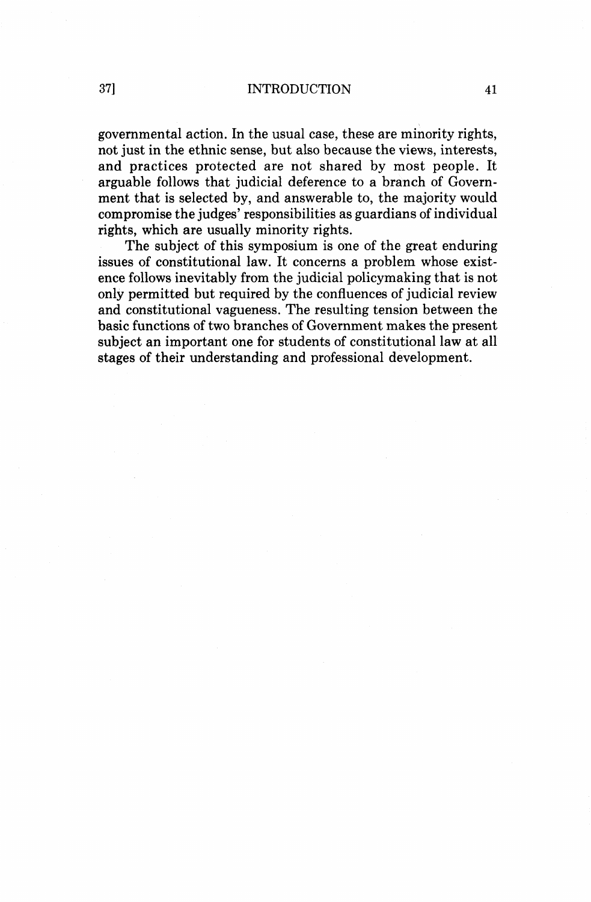governmental action. In the usual case, these are minority rights, not just in the ethnic sense, but also because the views, interests, and practices protected are not shared by most people. It arguable follows that judicial deference to a branch of Government that is selected by, and answerable to, the majority would compromise the judges' responsibilities as guardians of individual rights, which are usually minority rights.

The subject of this symposium is one of the great enduring issues of constitutional law. It concerns a problem whose existence follows inevitably from the judicial policymaking that is not only permitted but required by the confluences of judicial review and constitutional vagueness. The resulting tension between the basic functions of two branches of Government makes the present subject an important one for students of constitutional law at all stages of their understanding and professional development.